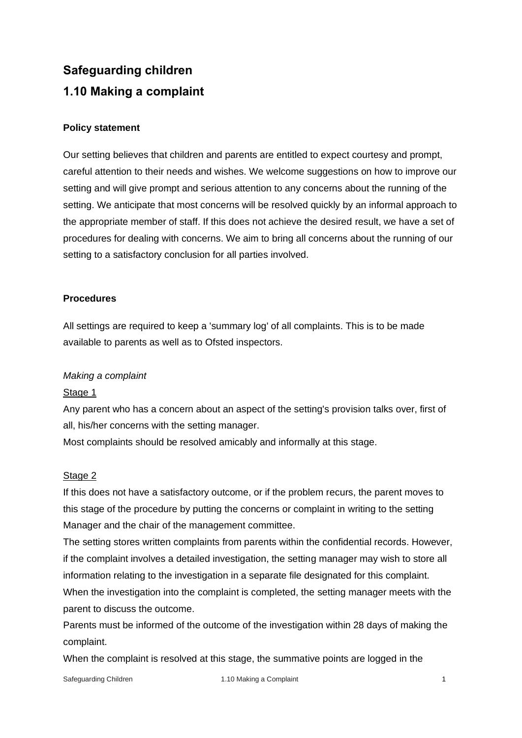# Safeguarding children

# 1.10 Making a complaint

### Policy statement

Our setting believes that children and parents are entitled to expect courtesy and prompt, careful attention to their needs and wishes. We welcome suggestions on how to improve our setting and will give prompt and serious attention to any concerns about the running of the setting. We anticipate that most concerns will be resolved quickly by an informal approach to the appropriate member of staff. If this does not achieve the desired result, we have a set of procedures for dealing with concerns. We aim to bring all concerns about the running of our setting to a satisfactory conclusion for all parties involved.

### Procedures

All settings are required to keep a 'summary log' of all complaints. This is to be made available to parents as well as to Ofsted inspectors.

*Making a complaint*

Stage 1

Any parent who has a concern about an aspect of the setting's provision talks over, first of all, his/her concerns with the setting manager.

Most complaints should be resolved amicably and informally at this stage.

Stage 2

If this does not have a satisfactory outcome, or if the problem recurs, the parent moves to this stage of the procedure by putting the concerns or complaint in writing to the setting Manager and the chair of the management committee.

The setting stores written complaints from parents within the confidential records. However, if the complaint involves a detailed investigation, the setting manager may wish to store all information relating to the investigation in a separate file designated for this complaint.

When the investigation into the complaint is completed, the setting manager meets with the parent to discuss the outcome.

Parents must be informed of the outcome of the investigation within 28 days of making the complaint.

When the complaint is resolved at this stage, the summative points are logged in the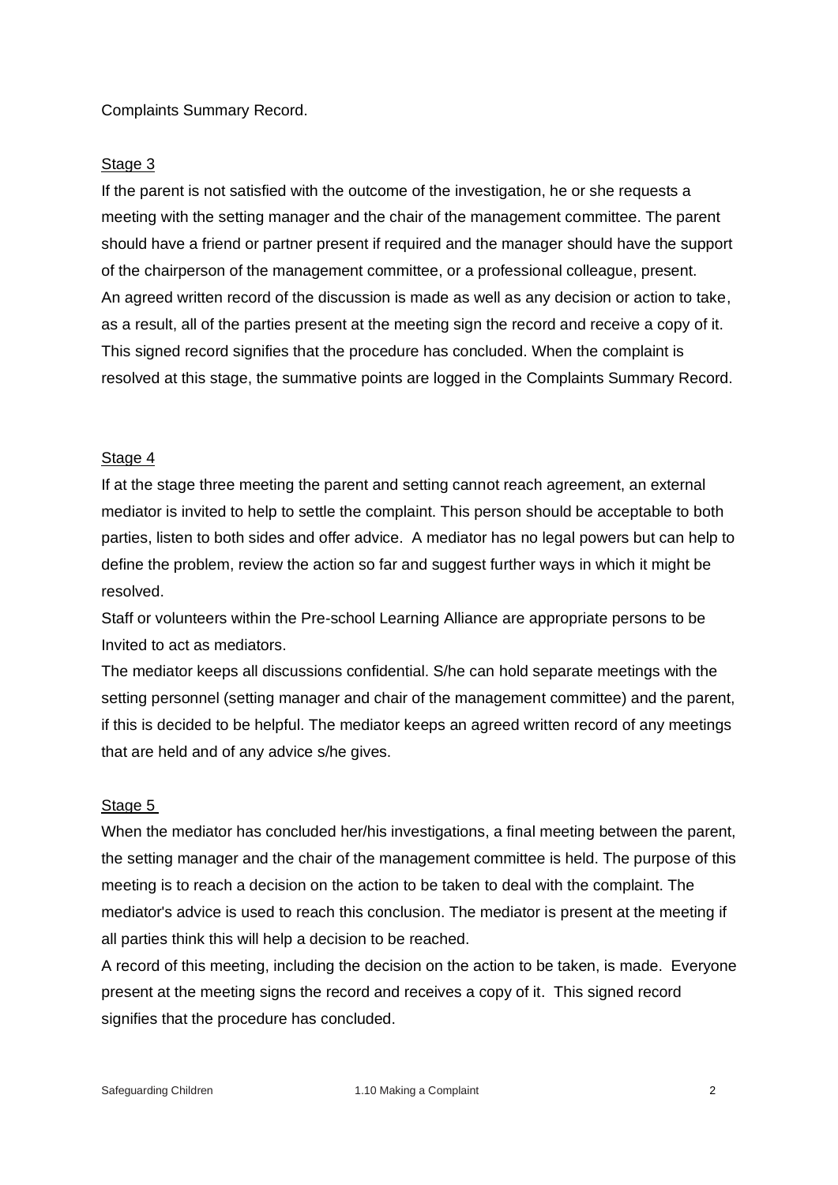Complaints Summary Record.

<u>Stage 3</u>

If the parent is not satisfied with the outcome of the investigation, he or she requests a meeting with the setting manager and the chair of the management committee. The parent should have a friend or partner present if required and the manager should have the support of the chairperson of the management committee, or a professional colleague, present. An agreed written record of the discussion is made as well as any decision or action to take, as a result, all of the parties present at the meeting sign the record and receive a copy of it. This signed record signifies that the procedure has concluded. When the complaint is resolved at this stage, the summative points are logged in the Complaints Summary Record.

<u>Stage 4</u>

If at the stage three meeting the parent and setting cannot reach agreement, an external mediator is invited to help to settle the complaint. This person should be acceptable to both parties, listen to both sides and offer advice. A mediator has no legal powers but can help to define the problem, review the action so far and suggest further ways in which it might be resolved.

Staff or volunteers within the Pre-school Learning Alliance are appropriate persons to be Invited to act as mediators.

The mediator keeps all discussions confidential. S/he can hold separate meetings with the setting personnel (setting manager and chair of the management committee) and the parent, if this is decided to be helpful. The mediator keeps an agreed written record of any meetings that are held and of any advice s/he gives.

<u>Stage 5</u>

When the mediator has concluded her/his investigations, a final meeting between the parent, the setting manager and the chair of the management committee is held. The purpose of this meeting is to reach a decision on the action to be taken to deal with the complaint. The mediator's advice is used to reach this conclusion. The mediator is present at the meeting if all parties think this will help a decision to be reached.

A record of this meeting, including the decision on the action to be taken, is made. Everyone present at the meeting signs the record and receives a copy of it. This signed record signifies that the procedure has concluded.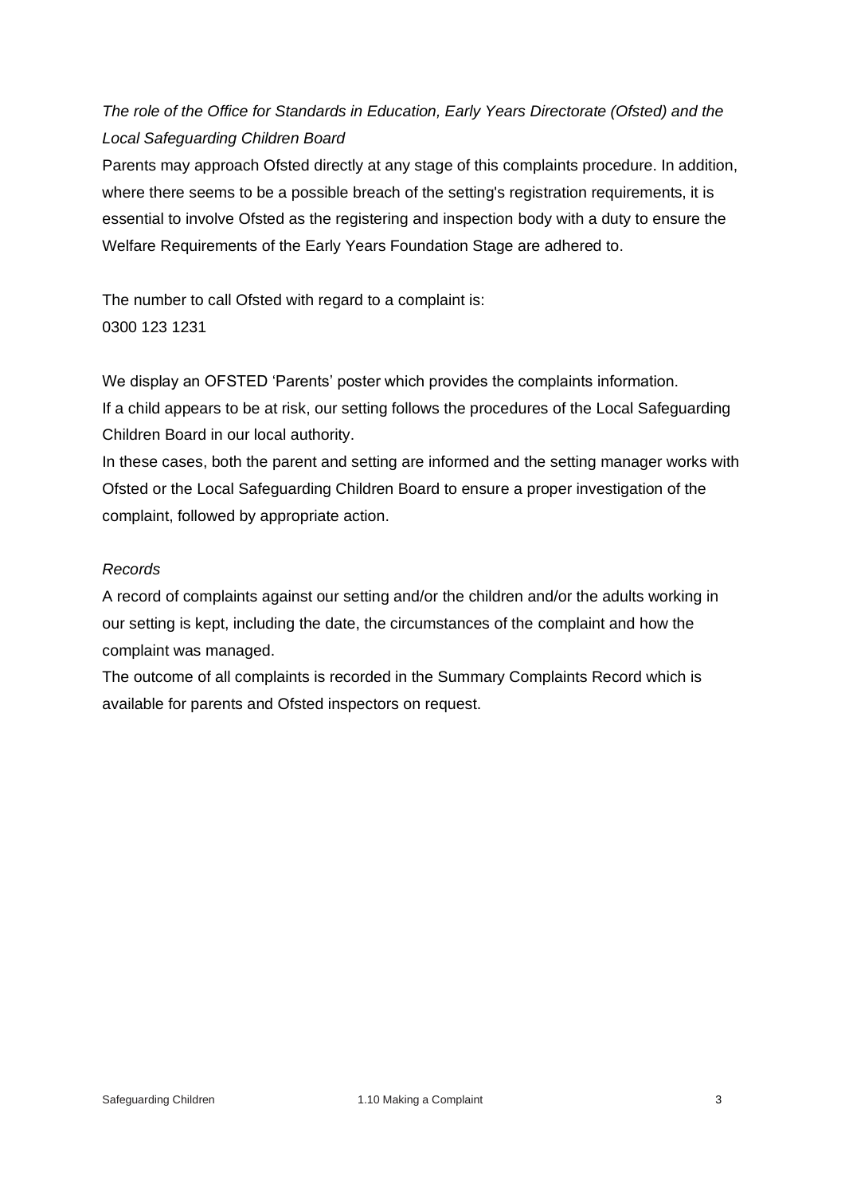*The role of the Office for Standards in Education, Early Years Directorate (Ofsted) and the Local Safeguarding Children Board*

Parents may approach Ofsted directly at any stage of this complaints procedure. In addition, where there seems to be a possible breach of the setting's registration requirements, it is essential to involve Ofsted as the registering and inspection body with a duty to ensure the Welfare Requirements of the Early Years Foundation Stage are adhered to.

The number to call Ofsted with regard to a complaint is:
0300 123 1231

We display an OFSTED 'Parents' poster which provides the complaints information.
If a child appears to be at risk, our setting follows the procedures of the Local Safeguarding Children Board in our local authority.
In these cases, both the parent and setting are informed and the setting manager works with Ofsted or the Local Safeguarding Children Board to ensure a proper investigation of the complaint, followed by appropriate action.

*Records*

A record of complaints against our setting and/or the children and/or the adults working in our setting is kept, including the date, the circumstances of the complaint and how the complaint was managed.
The outcome of all complaints is recorded in the Summary Complaints Record which is available for parents and Ofsted inspectors on request.